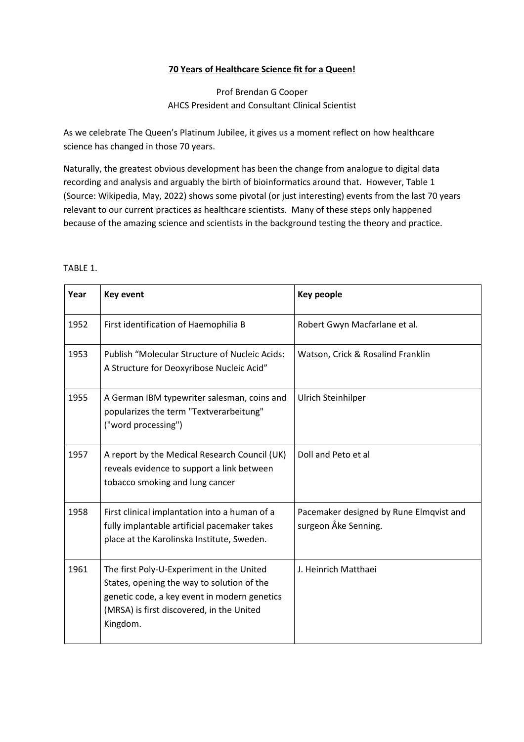**70 Years of Healthcare Science fit for a Queen!**

Prof Brendan G Cooper
AHCS President and Consultant Clinical Scientist

As we celebrate The Queen's Platinum Jubilee, it gives us a moment reflect on how healthcare science has changed in those 70 years.

Naturally, the greatest obvious development has been the change from analogue to digital data recording and analysis and arguably the birth of bioinformatics around that. However, Table 1 (Source: Wikipedia, May, 2022) shows some pivotal (or just interesting) events from the last 70 years relevant to our current practices as healthcare scientists. Many of these steps only happened because of the amazing science and scientists in the background testing the theory and practice.

TABLE 1.

| Year | Key event | Key people |
|---|---|---|
| 1952 | First identification of Haemophilia B | Robert Gwyn Macfarlane et al. |
| 1953 | Publish "Molecular Structure of Nucleic Acids: A Structure for Deoxyribose Nucleic Acid" | Watson, Crick & Rosalind Franklin |
| 1955 | A German IBM typewriter salesman, coins and popularizes the term "Textverarbeitung" ("word processing") | Ulrich Steinhilper |
| 1957 | A report by the Medical Research Council (UK) reveals evidence to support a link between tobacco smoking and lung cancer | Doll and Peto et al |
| 1958 | First clinical implantation into a human of a fully implantable artificial pacemaker takes place at the Karolinska Institute, Sweden. | Pacemaker designed by Rune Elmqvist and surgeon Åke Senning. |
| 1961 | The first Poly-U-Experiment in the United States, opening the way to solution of the genetic code, a key event in modern genetics (MRSA) is first discovered, in the United Kingdom. | J. Heinrich Matthaei |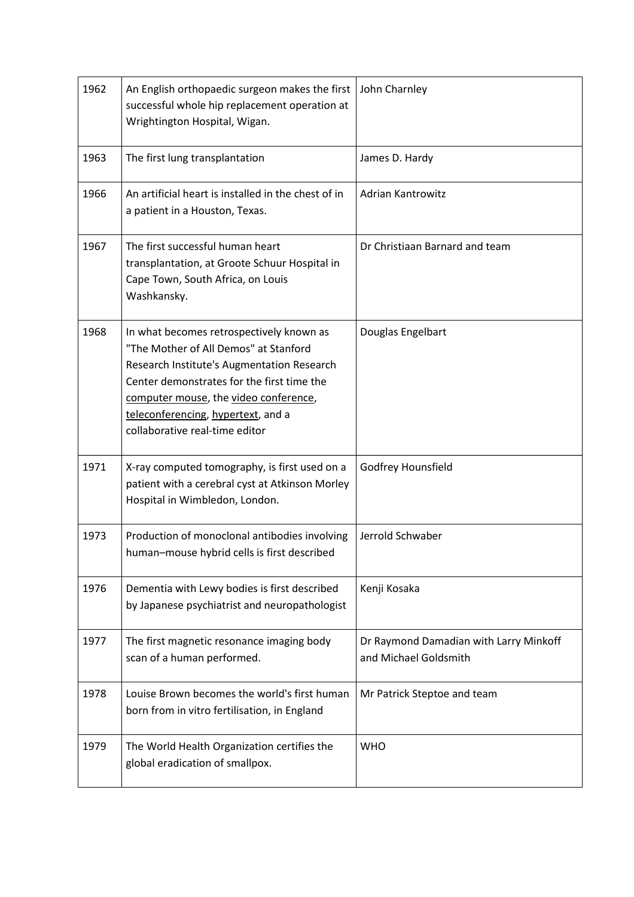| 1962 | An English orthopaedic surgeon makes the first successful whole hip replacement operation at Wrightington Hospital, Wigan. | John Charnley |
|---|---|---|
| 1963 | The first lung transplantation | James D. Hardy |
| 1966 | An artificial heart is installed in the chest of in a patient in a Houston, Texas. | Adrian Kantrowitz |
| 1967 | The first successful human heart transplantation, at Groote Schuur Hospital in Cape Town, South Africa, on Louis Washkansky. | Dr Christiaan Barnard and team |
| 1968 | In what becomes retrospectively known as "The Mother of All Demos" at Stanford Research Institute's Augmentation Research Center demonstrates for the first time the computer mouse, the video conference, teleconferencing, hypertext, and a collaborative real-time editor | Douglas Engelbart |
| 1971 | X-ray computed tomography, is first used on a patient with a cerebral cyst at Atkinson Morley Hospital in Wimbledon, London. | Godfrey Hounsfield |
| 1973 | Production of monoclonal antibodies involving human–mouse hybrid cells is first described | Jerrold Schwaber |
| 1976 | Dementia with Lewy bodies is first described by Japanese psychiatrist and neuropathologist | Kenji Kosaka |
| 1977 | The first magnetic resonance imaging body scan of a human performed. | Dr Raymond Damadian with Larry Minkoff and Michael Goldsmith |
| 1978 | Louise Brown becomes the world's first human born from in vitro fertilisation, in England | Mr Patrick Steptoe and team |
| 1979 | The World Health Organization certifies the global eradication of smallpox. | WHO |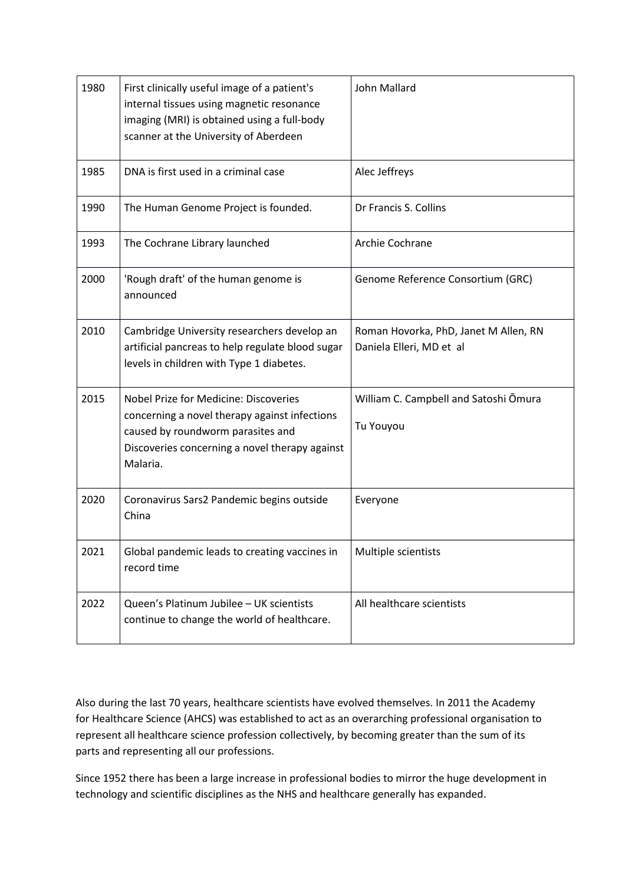| 1980 | First clinically useful image of a patient's internal tissues using magnetic resonance imaging (MRI) is obtained using a full-body scanner at the University of Aberdeen | John Mallard |
|---|---|---|
| 1985 | DNA is first used in a criminal case | Alec Jeffreys |
| 1990 | The Human Genome Project is founded. | Dr Francis S. Collins |
| 1993 | The Cochrane Library launched | Archie Cochrane |
| 2000 | 'Rough draft' of the human genome is announced | Genome Reference Consortium (GRC) |
| 2010 | Cambridge University researchers develop an artificial pancreas to help regulate blood sugar levels in children with Type 1 diabetes. | Roman Hovorka, PhD, Janet M Allen, RN Daniela Elleri, MD et al |
| 2015 | Nobel Prize for Medicine: Discoveries concerning a novel therapy against infections caused by roundworm parasites and Discoveries concerning a novel therapy against Malaria. | William C. Campbell and Satoshi Ōmura<br><br>Tu Youyou |
| 2020 | Coronavirus Sars2 Pandemic begins outside China | Everyone |
| 2021 | Global pandemic leads to creating vaccines in record time | Multiple scientists |
| 2022 | Queen's Platinum Jubilee – UK scientists continue to change the world of healthcare. | All healthcare scientists |

Also during the last 70 years, healthcare scientists have evolved themselves. In 2011 the Academy for Healthcare Science (AHCS) was established to act as an overarching professional organisation to represent all healthcare science profession collectively, by becoming greater than the sum of its parts and representing all our professions.

Since 1952 there has been a large increase in professional bodies to mirror the huge development in technology and scientific disciplines as the NHS and healthcare generally has expanded.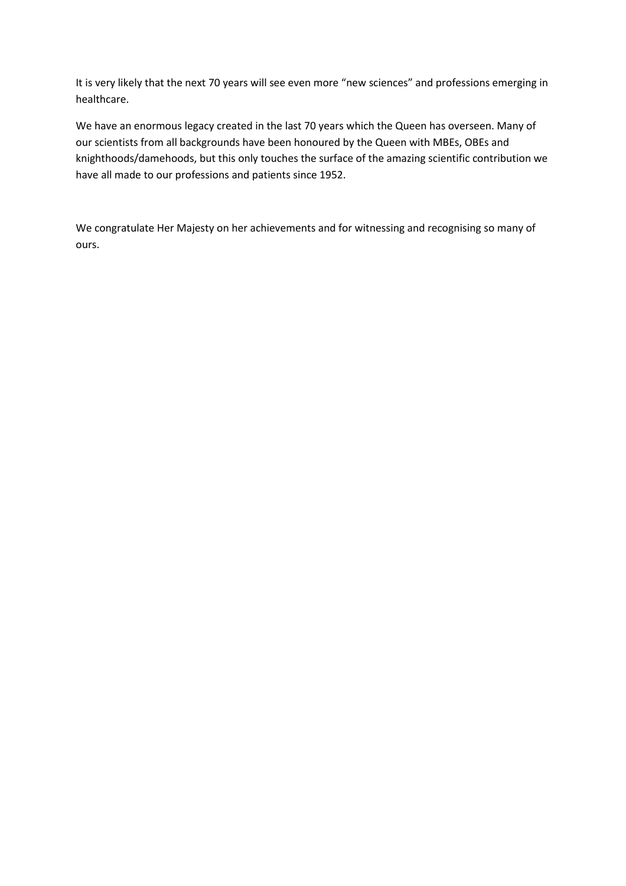It is very likely that the next 70 years will see even more "new sciences" and professions emerging in healthcare.

We have an enormous legacy created in the last 70 years which the Queen has overseen. Many of our scientists from all backgrounds have been honoured by the Queen with MBEs, OBEs and knighthoods/damehoods, but this only touches the surface of the amazing scientific contribution we have all made to our professions and patients since 1952.

We congratulate Her Majesty on her achievements and for witnessing and recognising so many of ours.